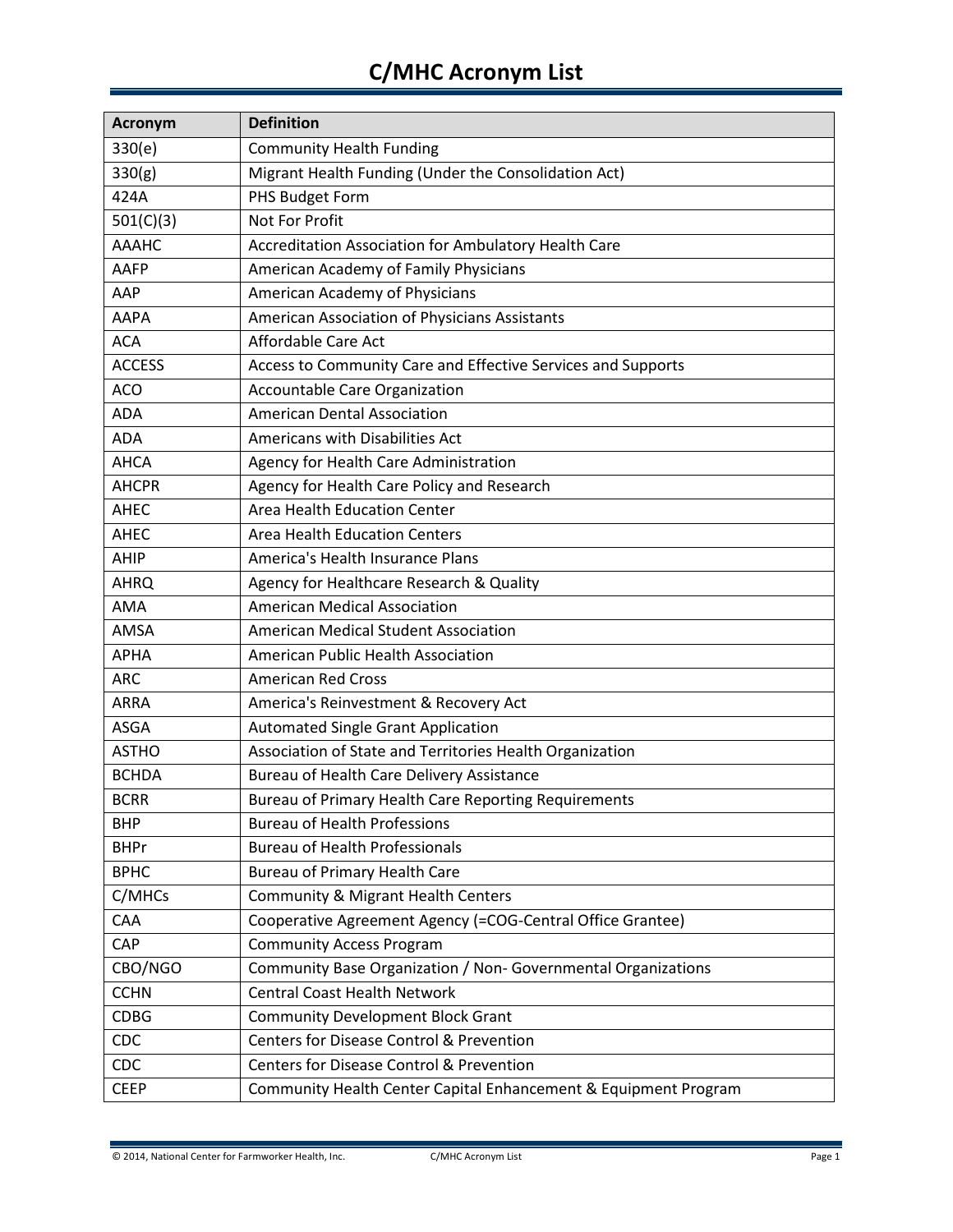# C/MHC Acronym List

| Acronym | Definition |
|---|---|
| 330(e) | Community Health Funding |
| 330(g) | Migrant Health Funding (Under the Consolidation Act) |
| 424A | PHS Budget Form |
| 501(C)(3) | Not For Profit |
| AAAHC | Accreditation Association for Ambulatory Health Care |
| AAFP | American Academy of Family Physicians |
| AAP | American Academy of Physicians |
| AAPA | American Association of Physicians Assistants |
| ACA | Affordable Care Act |
| ACCESS | Access to Community Care and Effective Services and Supports |
| ACO | Accountable Care Organization |
| ADA | American Dental Association |
| ADA | Americans with Disabilities Act |
| AHCA | Agency for Health Care Administration |
| AHCPR | Agency for Health Care Policy and Research |
| AHEC | Area Health Education Center |
| AHEC | Area Health Education Centers |
| AHIP | America's Health Insurance Plans |
| AHRQ | Agency for Healthcare Research & Quality |
| AMA | American Medical Association |
| AMSA | American Medical Student Association |
| APHA | American Public Health Association |
| ARC | American Red Cross |
| ARRA | America's Reinvestment & Recovery Act |
| ASGA | Automated Single Grant Application |
| ASTHO | Association of State and Territories Health Organization |
| BCHDA | Bureau of Health Care Delivery Assistance |
| BCRR | Bureau of Primary Health Care Reporting Requirements |
| BHP | Bureau of Health Professions |
| BHPr | Bureau of Health Professionals |
| BPHC | Bureau of Primary Health Care |
| C/MHCs | Community & Migrant Health Centers |
| CAA | Cooperative Agreement Agency (=COG-Central Office Grantee) |
| CAP | Community Access Program |
| CBO/NGO | Community Base Organization / Non- Governmental Organizations |
| CCHN | Central Coast Health Network |
| CDBG | Community Development Block Grant |
| CDC | Centers for Disease Control & Prevention |
| CDC | Centers for Disease Control & Prevention |
| CEEP | Community Health Center Capital Enhancement & Equipment Program |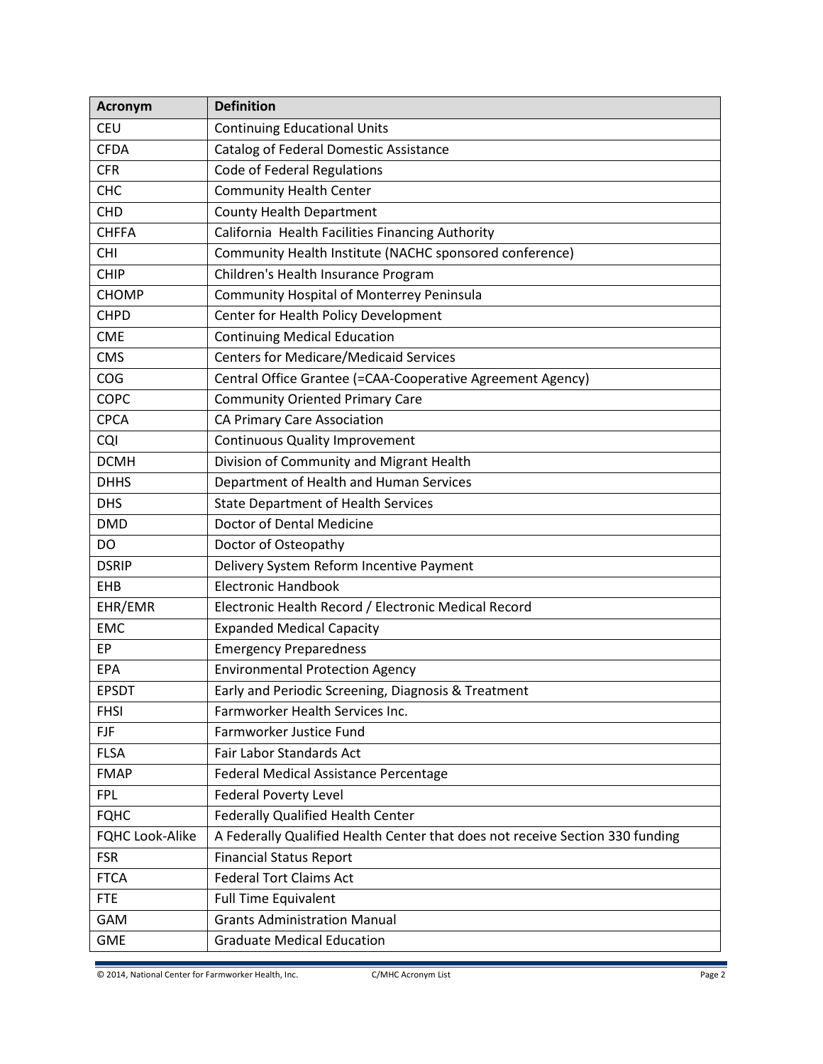| Acronym | Definition |
| --- | --- |
| CEU | Continuing Educational Units |
| CFDA | Catalog of Federal Domestic Assistance |
| CFR | Code of Federal Regulations |
| CHC | Community Health Center |
| CHD | County Health Department |
| CHFFA | California  Health Facilities Financing Authority |
| CHI | Community Health Institute (NACHC sponsored conference) |
| CHIP | Children's Health Insurance Program |
| CHOMP | Community Hospital of Monterrey Peninsula |
| CHPD | Center for Health Policy Development |
| CME | Continuing Medical Education |
| CMS | Centers for Medicare/Medicaid Services |
| COG | Central Office Grantee (=CAA-Cooperative Agreement Agency) |
| COPC | Community Oriented Primary Care |
| CPCA | CA Primary Care Association |
| CQI | Continuous Quality Improvement |
| DCMH | Division of Community and Migrant Health |
| DHHS | Department of Health and Human Services |
| DHS | State Department of Health Services |
| DMD | Doctor of Dental Medicine |
| DO | Doctor of Osteopathy |
| DSRIP | Delivery System Reform Incentive Payment |
| EHB | Electronic Handbook |
| EHR/EMR | Electronic Health Record / Electronic Medical Record |
| EMC | Expanded Medical Capacity |
| EP | Emergency Preparedness |
| EPA | Environmental Protection Agency |
| EPSDT | Early and Periodic Screening, Diagnosis & Treatment |
| FHSI | Farmworker Health Services Inc. |
| FJF | Farmworker Justice Fund |
| FLSA | Fair Labor Standards Act |
| FMAP | Federal Medical Assistance Percentage |
| FPL | Federal Poverty Level |
| FQHC | Federally Qualified Health Center |
| FQHC Look-Alike | A Federally Qualified Health Center that does not receive Section 330 funding |
| FSR | Financial Status Report |
| FTCA | Federal Tort Claims Act |
| FTE | Full Time Equivalent |
| GAM | Grants Administration Manual |
| GME | Graduate Medical Education |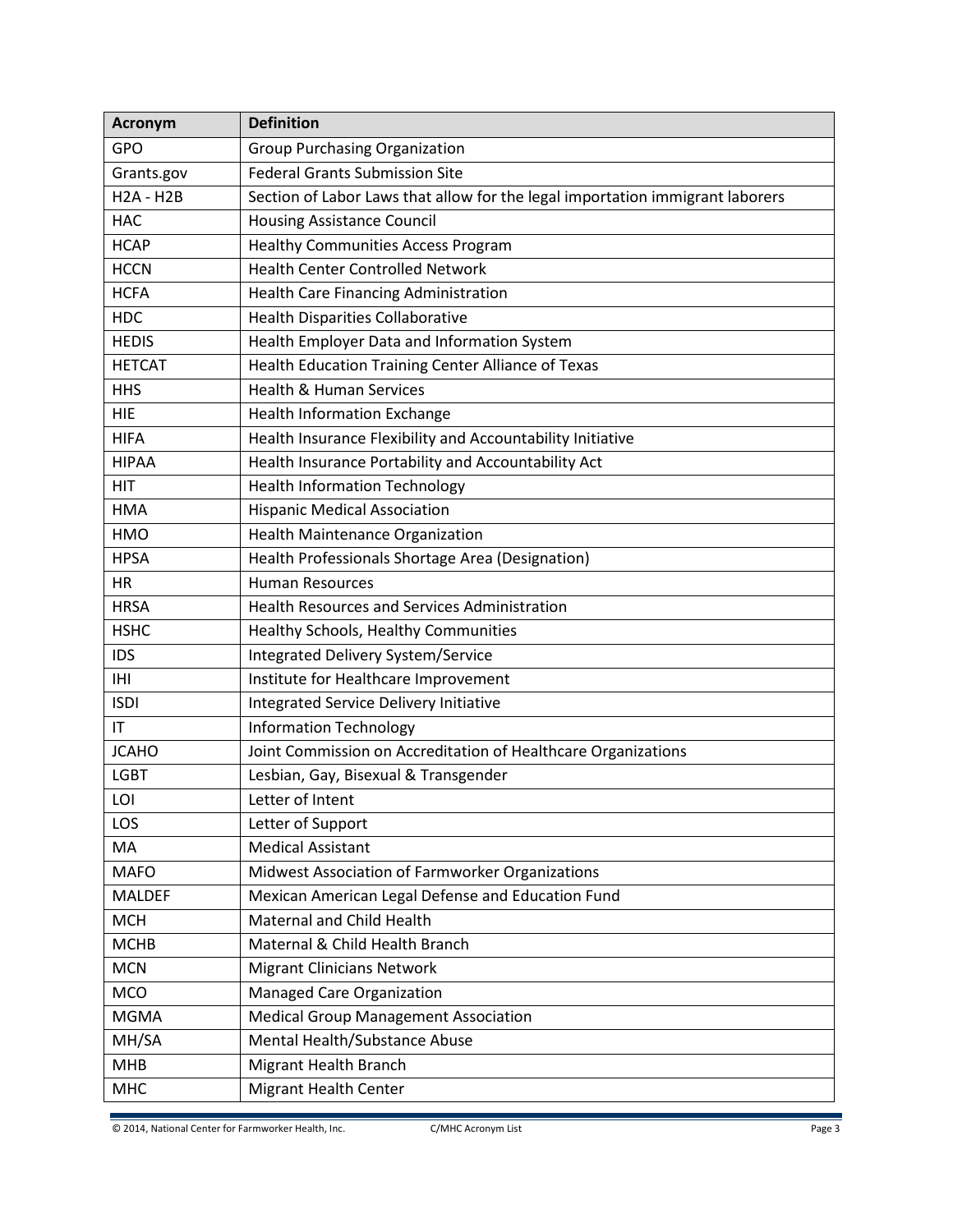| Acronym | Definition |
| --- | --- |
| GPO | Group Purchasing Organization |
| Grants.gov | Federal Grants Submission Site |
| H2A - H2B | Section of Labor Laws that allow for the legal importation immigrant laborers |
| HAC | Housing Assistance Council |
| HCAP | Healthy Communities Access Program |
| HCCN | Health Center Controlled Network |
| HCFA | Health Care Financing Administration |
| HDC | Health Disparities Collaborative |
| HEDIS | Health Employer Data and Information System |
| HETCAT | Health Education Training Center Alliance of Texas |
| HHS | Health & Human Services |
| HIE | Health Information Exchange |
| HIFA | Health Insurance Flexibility and Accountability Initiative |
| HIPAA | Health Insurance Portability and Accountability Act |
| HIT | Health Information Technology |
| HMA | Hispanic Medical Association |
| HMO | Health Maintenance Organization |
| HPSA | Health Professionals Shortage Area (Designation) |
| HR | Human Resources |
| HRSA | Health Resources and Services Administration |
| HSHC | Healthy Schools, Healthy Communities |
| IDS | Integrated Delivery System/Service |
| IHI | Institute for Healthcare Improvement |
| ISDI | Integrated Service Delivery Initiative |
| IT | Information Technology |
| JCAHO | Joint Commission on Accreditation of Healthcare Organizations |
| LGBT | Lesbian, Gay, Bisexual & Transgender |
| LOI | Letter of Intent |
| LOS | Letter of Support |
| MA | Medical Assistant |
| MAFO | Midwest Association of Farmworker Organizations |
| MALDEF | Mexican American Legal Defense and Education Fund |
| MCH | Maternal and Child Health |
| MCHB | Maternal & Child Health Branch |
| MCN | Migrant Clinicians Network |
| MCO | Managed Care Organization |
| MGMA | Medical Group Management Association |
| MH/SA | Mental Health/Substance Abuse |
| MHB | Migrant Health Branch |
| MHC | Migrant Health Center |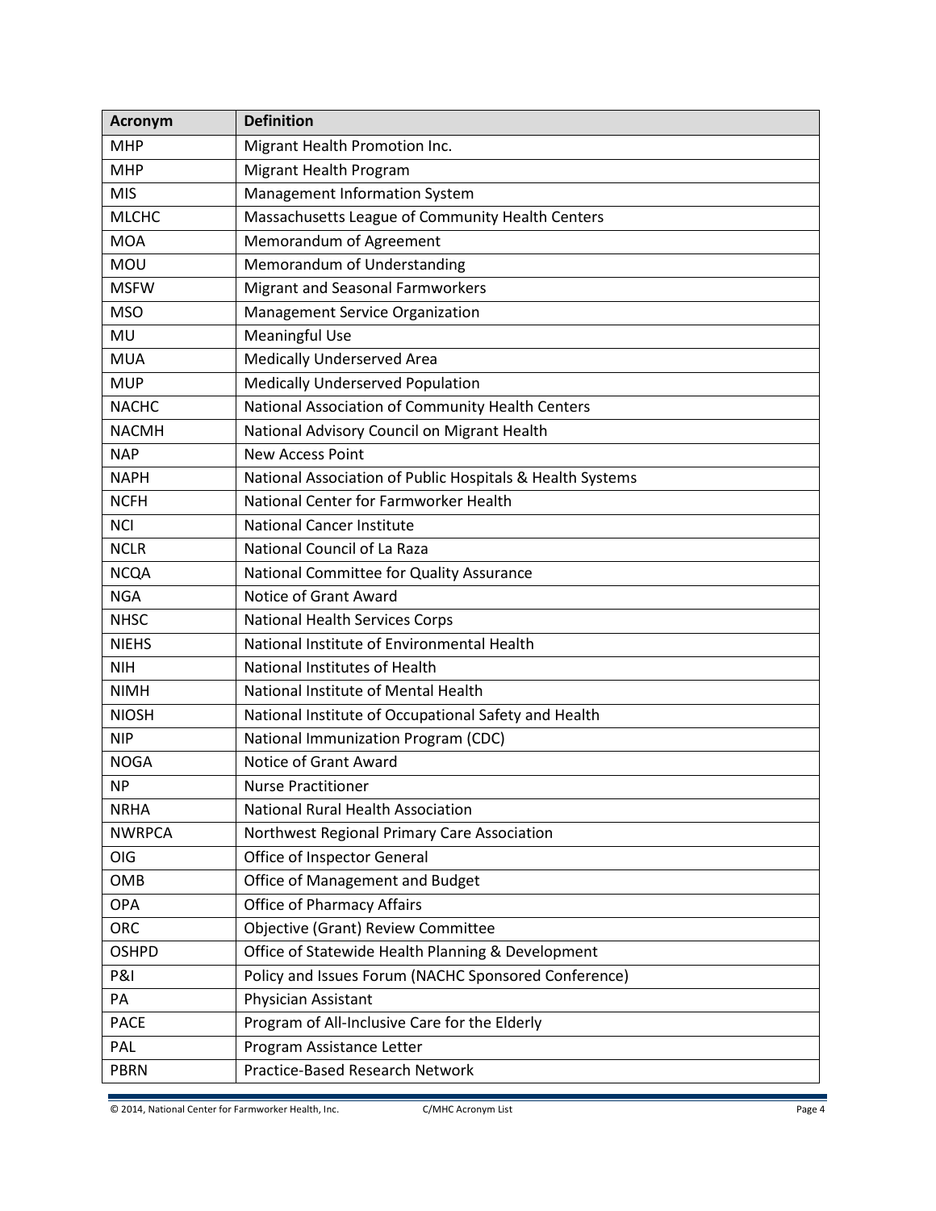| Acronym | Definition |
| --- | --- |
| MHP | Migrant Health Promotion Inc. |
| MHP | Migrant Health Program |
| MIS | Management Information System |
| MLCHC | Massachusetts League of Community Health Centers |
| MOA | Memorandum of Agreement |
| MOU | Memorandum of Understanding |
| MSFW | Migrant and Seasonal Farmworkers |
| MSO | Management Service Organization |
| MU | Meaningful Use |
| MUA | Medically Underserved Area |
| MUP | Medically Underserved Population |
| NACHC | National Association of Community Health Centers |
| NACMH | National Advisory Council on Migrant Health |
| NAP | New Access Point |
| NAPH | National Association of Public Hospitals & Health Systems |
| NCFH | National Center for Farmworker Health |
| NCI | National Cancer Institute |
| NCLR | National Council of La Raza |
| NCQA | National Committee for Quality Assurance |
| NGA | Notice of Grant Award |
| NHSC | National Health Services Corps |
| NIEHS | National Institute of Environmental Health |
| NIH | National Institutes of Health |
| NIMH | National Institute of Mental Health |
| NIOSH | National Institute of Occupational Safety and Health |
| NIP | National Immunization Program (CDC) |
| NOGA | Notice of Grant Award |
| NP | Nurse Practitioner |
| NRHA | National Rural Health Association |
| NWRPCA | Northwest Regional Primary Care Association |
| OIG | Office of Inspector General |
| OMB | Office of Management and Budget |
| OPA | Office of Pharmacy Affairs |
| ORC | Objective (Grant) Review Committee |
| OSHPD | Office of Statewide Health Planning & Development |
| P&I | Policy and Issues Forum (NACHC Sponsored Conference) |
| PA | Physician Assistant |
| PACE | Program of All-Inclusive Care for the Elderly |
| PAL | Program Assistance Letter |
| PBRN | Practice-Based Research Network |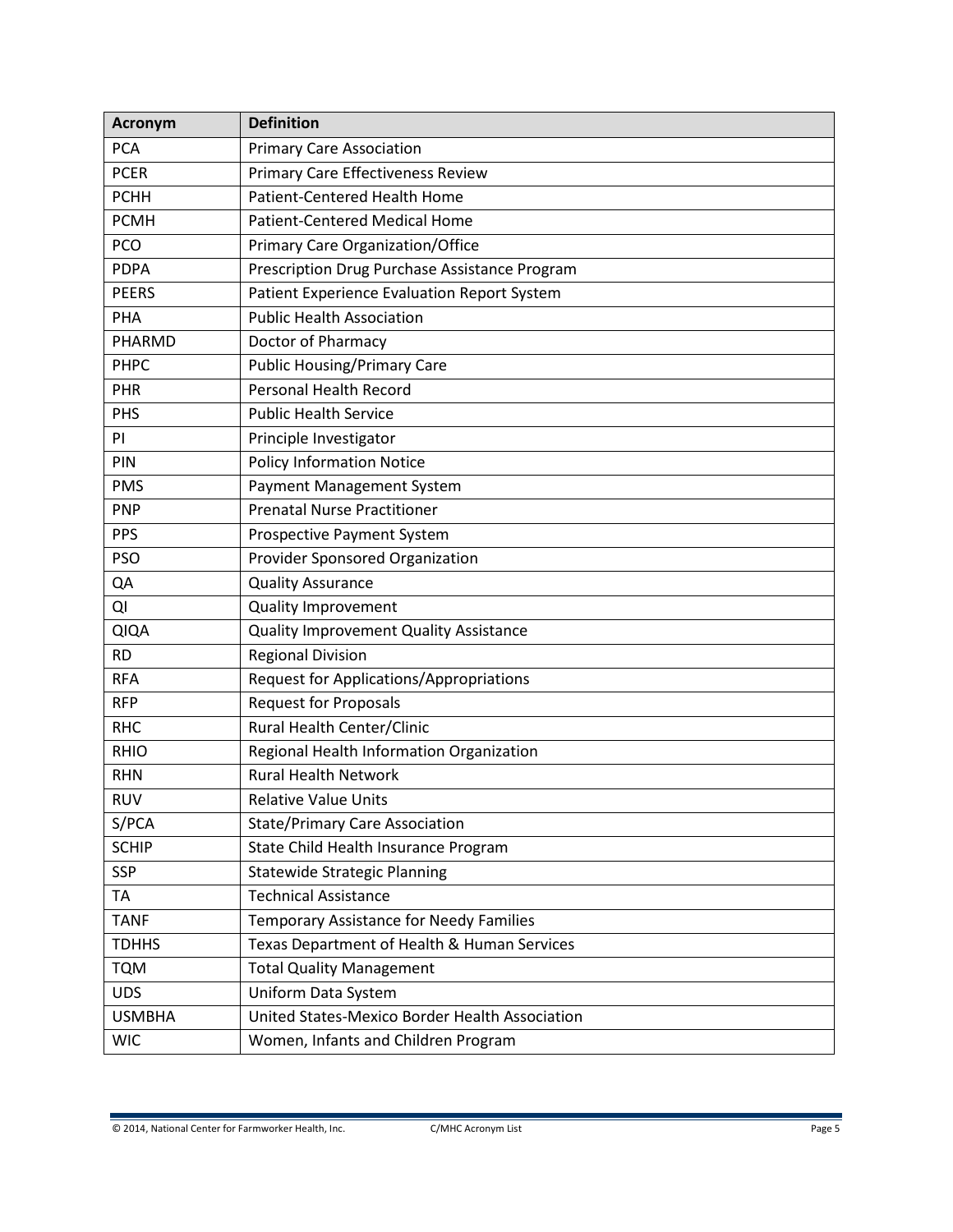| Acronym | Definition |
| --- | --- |
| PCA | Primary Care Association |
| PCER | Primary Care Effectiveness Review |
| PCHH | Patient-Centered Health Home |
| PCMH | Patient-Centered Medical Home |
| PCO | Primary Care Organization/Office |
| PDPA | Prescription Drug Purchase Assistance Program |
| PEERS | Patient Experience Evaluation Report System |
| PHA | Public Health Association |
| PHARMD | Doctor of Pharmacy |
| PHPC | Public Housing/Primary Care |
| PHR | Personal Health Record |
| PHS | Public Health Service |
| PI | Principle Investigator |
| PIN | Policy Information Notice |
| PMS | Payment Management System |
| PNP | Prenatal Nurse Practitioner |
| PPS | Prospective Payment System |
| PSO | Provider Sponsored Organization |
| QA | Quality Assurance |
| QI | Quality Improvement |
| QIQA | Quality Improvement Quality Assistance |
| RD | Regional Division |
| RFA | Request for Applications/Appropriations |
| RFP | Request for Proposals |
| RHC | Rural Health Center/Clinic |
| RHIO | Regional Health Information Organization |
| RHN | Rural Health Network |
| RUV | Relative Value Units |
| S/PCA | State/Primary Care Association |
| SCHIP | State Child Health Insurance Program |
| SSP | Statewide Strategic Planning |
| TA | Technical Assistance |
| TANF | Temporary Assistance for Needy Families |
| TDHHS | Texas Department of Health & Human Services |
| TQM | Total Quality Management |
| UDS | Uniform Data System |
| USMBHA | United States-Mexico Border Health Association |
| WIC | Women, Infants and Children Program |